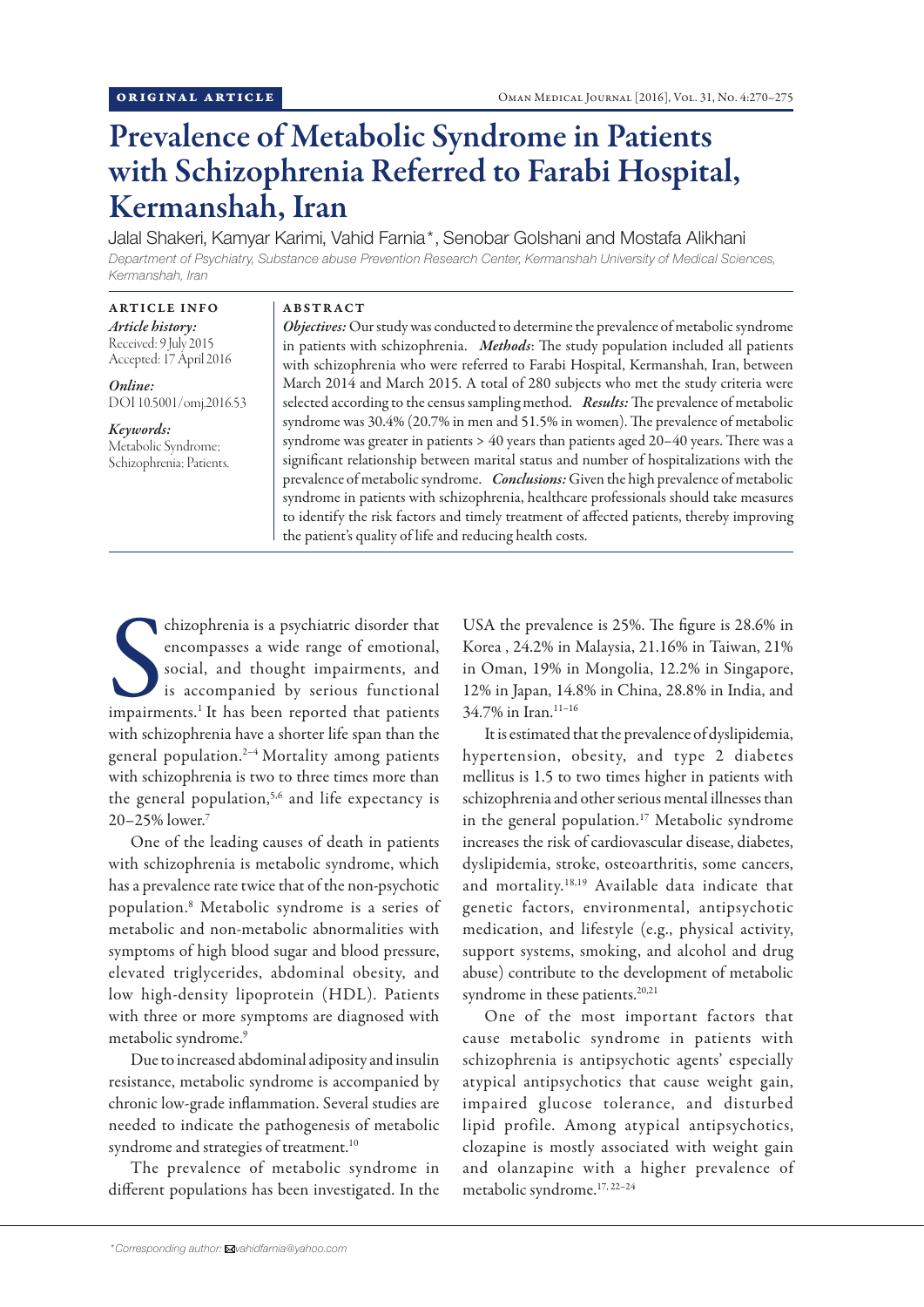ORIGINAL ARTICLE

# Prevalence of Metabolic Syndrome in Patients with Schizophrenia Referred to Farabi Hospital, Kermanshah, Iran

Jalal Shakeri, Kamyar Karimi, Vahid Farnia*, Senobar Golshani and Mostafa Alikhani

*Department of Psychiatry, Substance abuse Prevention Research Center, Kermanshah University of Medical Sciences, Kermanshah, Iran*

**ARTICLE INFO**

***Article history:***
Received: 9 July 2015
Accepted: 17 April 2016

***Online:***
DOI 10.5001/omj.2016.53

***Keywords:***
Metabolic Syndrome; Schizophrenia; Patients.

**ABSTRACT**

***Objectives:*** Our study was conducted to determine the prevalence of metabolic syndrome in patients with schizophrenia. ***Methods***: The study population included all patients with schizophrenia who were referred to Farabi Hospital, Kermanshah, Iran, between March 2014 and March 2015. A total of 280 subjects who met the study criteria were selected according to the census sampling method. ***Results:*** The prevalence of metabolic syndrome was 30.4% (20.7% in men and 51.5% in women). The prevalence of metabolic syndrome was greater in patients > 40 years than patients aged 20–40 years. There was a significant relationship between marital status and number of hospitalizations with the prevalence of metabolic syndrome. ***Conclusions:*** Given the high prevalence of metabolic syndrome in patients with schizophrenia, healthcare professionals should take measures to identify the risk factors and timely treatment of affected patients, thereby improving the patient's quality of life and reducing health costs.

Schizophrenia is a psychiatric disorder that encompasses a wide range of emotional, social, and thought impairments, and is accompanied by serious functional impairments.[1] It has been reported that patients with schizophrenia have a shorter life span than the general population.[2–4] Mortality among patients with schizophrenia is two to three times more than the general population,[5,6] and life expectancy is 20–25% lower.[7]

One of the leading causes of death in patients with schizophrenia is metabolic syndrome, which has a prevalence rate twice that of the non-psychotic population.[8] Metabolic syndrome is a series of metabolic and non-metabolic abnormalities with symptoms of high blood sugar and blood pressure, elevated triglycerides, abdominal obesity, and low high-density lipoprotein (HDL). Patients with three or more symptoms are diagnosed with metabolic syndrome.[9]

Due to increased abdominal adiposity and insulin resistance, metabolic syndrome is accompanied by chronic low-grade inflammation. Several studies are needed to indicate the pathogenesis of metabolic syndrome and strategies of treatment.[10]

The prevalence of metabolic syndrome in different populations has been investigated. In the USA the prevalence is 25%. The figure is 28.6% in Korea , 24.2% in Malaysia, 21.16% in Taiwan, 21% in Oman, 19% in Mongolia, 12.2% in Singapore, 12% in Japan, 14.8% in China, 28.8% in India, and 34.7% in Iran.[11–16]

It is estimated that the prevalence of dyslipidemia, hypertension, obesity, and type 2 diabetes mellitus is 1.5 to two times higher in patients with schizophrenia and other serious mental illnesses than in the general population.[17] Metabolic syndrome increases the risk of cardiovascular disease, diabetes, dyslipidemia, stroke, osteoarthritis, some cancers, and mortality.[18,19] Available data indicate that genetic factors, environmental, antipsychotic medication, and lifestyle (e.g., physical activity, support systems, smoking, and alcohol and drug abuse) contribute to the development of metabolic syndrome in these patients.[20,21]

One of the most important factors that cause metabolic syndrome in patients with schizophrenia is antipsychotic agents' especially atypical antipsychotics that cause weight gain, impaired glucose tolerance, and disturbed lipid profile. Among atypical antipsychotics, clozapine is mostly associated with weight gain and olanzapine with a higher prevalence of metabolic syndrome.[17, 22–24]

*Corresponding author: vahidfarnia@yahoo.com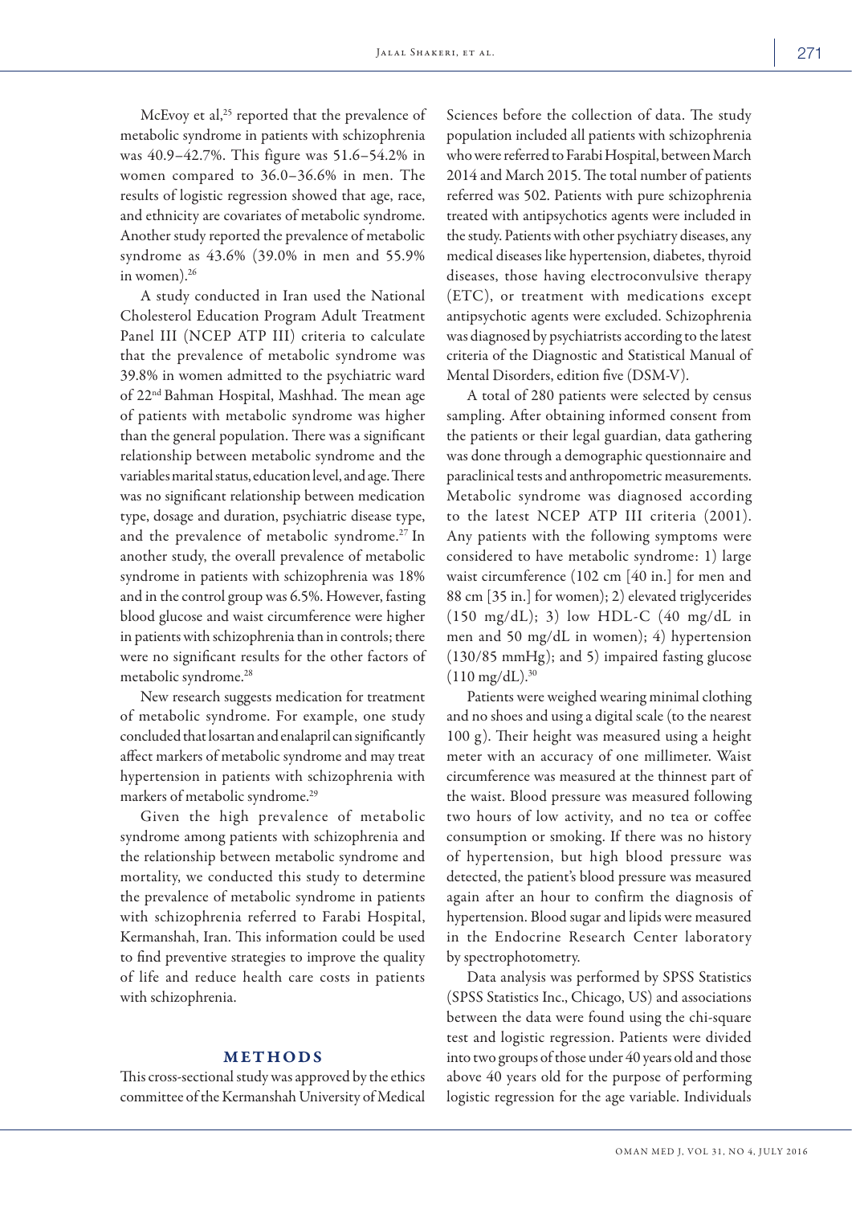McEvoy et al,[25] reported that the prevalence of metabolic syndrome in patients with schizophrenia was 40.9–42.7%. This figure was 51.6–54.2% in women compared to 36.0–36.6% in men. The results of logistic regression showed that age, race, and ethnicity are covariates of metabolic syndrome. Another study reported the prevalence of metabolic syndrome as 43.6% (39.0% in men and 55.9% in women).[26]

A study conducted in Iran used the National Cholesterol Education Program Adult Treatment Panel III (NCEP ATP III) criteria to calculate that the prevalence of metabolic syndrome was 39.8% in women admitted to the psychiatric ward of 22nd Bahman Hospital, Mashhad. The mean age of patients with metabolic syndrome was higher than the general population. There was a significant relationship between metabolic syndrome and the variables marital status, education level, and age. There was no significant relationship between medication type, dosage and duration, psychiatric disease type, and the prevalence of metabolic syndrome.[27] In another study, the overall prevalence of metabolic syndrome in patients with schizophrenia was 18% and in the control group was 6.5%. However, fasting blood glucose and waist circumference were higher in patients with schizophrenia than in controls; there were no significant results for the other factors of metabolic syndrome.[28]

New research suggests medication for treatment of metabolic syndrome. For example, one study concluded that losartan and enalapril can significantly affect markers of metabolic syndrome and may treat hypertension in patients with schizophrenia with markers of metabolic syndrome.[29]

Given the high prevalence of metabolic syndrome among patients with schizophrenia and the relationship between metabolic syndrome and mortality, we conducted this study to determine the prevalence of metabolic syndrome in patients with schizophrenia referred to Farabi Hospital, Kermanshah, Iran. This information could be used to find preventive strategies to improve the quality of life and reduce health care costs in patients with schizophrenia.

## METHODS

This cross-sectional study was approved by the ethics committee of the Kermanshah University of Medical Sciences before the collection of data. The study population included all patients with schizophrenia who were referred to Farabi Hospital, between March 2014 and March 2015. The total number of patients referred was 502. Patients with pure schizophrenia treated with antipsychotics agents were included in the study. Patients with other psychiatry diseases, any medical diseases like hypertension, diabetes, thyroid diseases, those having electroconvulsive therapy (ETC), or treatment with medications except antipsychotic agents were excluded. Schizophrenia was diagnosed by psychiatrists according to the latest criteria of the Diagnostic and Statistical Manual of Mental Disorders, edition five (DSM-V).

A total of 280 patients were selected by census sampling. After obtaining informed consent from the patients or their legal guardian, data gathering was done through a demographic questionnaire and paraclinical tests and anthropometric measurements. Metabolic syndrome was diagnosed according to the latest NCEP ATP III criteria (2001). Any patients with the following symptoms were considered to have metabolic syndrome: 1) large waist circumference (102 cm [40 in.] for men and 88 cm [35 in.] for women); 2) elevated triglycerides (150 mg/dL); 3) low HDL-C (40 mg/dL in men and 50 mg/dL in women); 4) hypertension (130/85 mmHg); and 5) impaired fasting glucose (110 mg/dL).[30]

Patients were weighed wearing minimal clothing and no shoes and using a digital scale (to the nearest 100 g). Their height was measured using a height meter with an accuracy of one millimeter. Waist circumference was measured at the thinnest part of the waist. Blood pressure was measured following two hours of low activity, and no tea or coffee consumption or smoking. If there was no history of hypertension, but high blood pressure was detected, the patient's blood pressure was measured again after an hour to confirm the diagnosis of hypertension. Blood sugar and lipids were measured in the Endocrine Research Center laboratory by spectrophotometry.

Data analysis was performed by SPSS Statistics (SPSS Statistics Inc., Chicago, US) and associations between the data were found using the chi-square test and logistic regression. Patients were divided into two groups of those under 40 years old and those above 40 years old for the purpose of performing logistic regression for the age variable. Individuals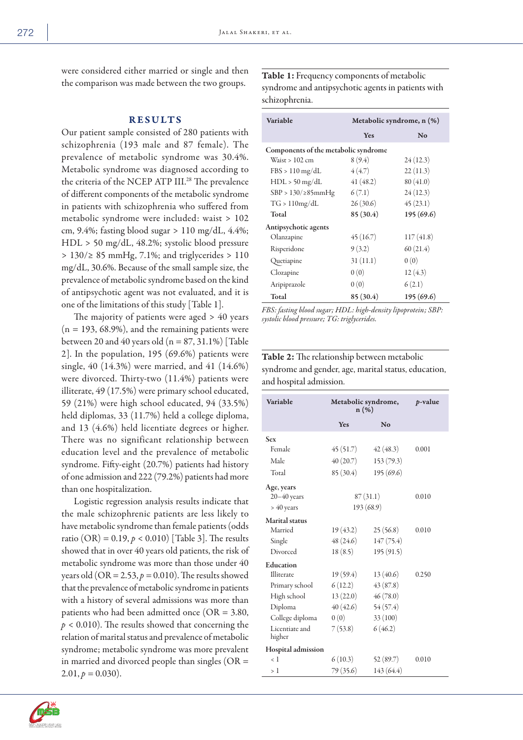were considered either married or single and then the comparison was made between the two groups.

## RESULTS

Our patient sample consisted of 280 patients with schizophrenia (193 male and 87 female). The prevalence of metabolic syndrome was 30.4%. Metabolic syndrome was diagnosed according to the criteria of the NCEP ATP III.[28] The prevalence of different components of the metabolic syndrome in patients with schizophrenia who suffered from metabolic syndrome were included: waist > 102 cm, 9.4%; fasting blood sugar > 110 mg/dL, 4.4%; HDL > 50 mg/dL, 48.2%; systolic blood pressure > 130/≥ 85 mmHg, 7.1%; and triglycerides > 110 mg/dL, 30.6%. Because of the small sample size, the prevalence of metabolic syndrome based on the kind of antipsychotic agent was not evaluated, and it is one of the limitations of this study [Table 1].

The majority of patients were aged > 40 years (n = 193, 68.9%), and the remaining patients were between 20 and 40 years old (n = 87, 31.1%) [Table 2]. In the population, 195 (69.6%) patients were single, 40 (14.3%) were married, and 41 (14.6%) were divorced. Thirty-two (11.4%) patients were illiterate, 49 (17.5%) were primary school educated, 59 (21%) were high school educated, 94 (33.5%) held diplomas, 33 (11.7%) held a college diploma, and 13 (4.6%) held licentiate degrees or higher. There was no significant relationship between education level and the prevalence of metabolic syndrome. Fifty-eight (20.7%) patients had history of one admission and 222 (79.2%) patients had more than one hospitalization.

Logistic regression analysis results indicate that the male schizophrenic patients are less likely to have metabolic syndrome than female patients (odds ratio (OR) = 0.19, $p < 0.010$) [Table 3]. The results showed that in over 40 years old patients, the risk of metabolic syndrome was more than those under 40 years old (OR = 2.53, $p = 0.010$). The results showed that the prevalence of metabolic syndrome in patients with a history of several admissions was more than patients who had been admitted once (OR = 3.80, $p < 0.010$). The results showed that concerning the relation of marital status and prevalence of metabolic syndrome; metabolic syndrome was more prevalent in married and divorced people than singles (OR = 2.01, $p = 0.030$).

**Table 1:** Frequency components of metabolic syndrome and antipsychotic agents in patients with schizophrenia.

| Variable | Metabolic syndrome, n (%) | |
|---|---|---|
| | Yes | No |
| **Components of the metabolic syndrome** | | |
| Waist > 102 cm | 8 (9.4) | 24 (12.3) |
| FBS > 110 mg/dL | 4 (4.7) | 22 (11.3) |
| HDL > 50 mg/dL | 41 (48.2) | 80 (41.0) |
| SBP > 130/≥85mmHg | 6 (7.1) | 24 (12.3) |
| TG > 110mg/dL | 26 (30.6) | 45 (23.1) |
| **Total** | **85 (30.4)** | **195 (69.6)** |
| **Antipsychotic agents** | | |
| Olanzapine | 45 (16.7) | 117 (41.8) |
| Risperidone | 9 (3.2) | 60 (21.4) |
| Quetiapine | 31 (11.1) | 0 (0) |
| Clozapine | 0 (0) | 12 (4.3) |
| Aripiprazole | 0 (0) | 6 (2.1) |
| **Total** | **85 (30.4)** | **195 (69.6)** |

*FBS: fasting blood sugar; HDL: high-density lipoprotein; SBP: systolic blood pressure; TG: triglycerides.*

**Table 2:** The relationship between metabolic syndrome and gender, age, marital status, education, and hospital admission.

| Variable | Metabolic syndrome, n (%) | | *p*-value |
|---|---|---|---|
| | Yes | No | |
| **Sex** | | | |
| Female | 45 (51.7) | 42 (48.3) | 0.001 |
| Male | 40 (20.7) | 153 (79.3) | |
| Total | 85 (30.4) | 195 (69.6) | |
| **Age, years** | | | |
| 20–40 years | 87 (31.1) | | 0.010 |
| > 40 years | 193 (68.9) | | |
| **Marital status** | | | |
| Married | 19 (43.2) | 25 (56.8) | 0.010 |
| Single | 48 (24.6) | 147 (75.4) | |
| Divorced | 18 (8.5) | 195 (91.5) | |
| **Education** | | | |
| Illiterate | 19 (59.4) | 13 (40.6) | 0.250 |
| Primary school | 6 (12.2) | 43 (87.8) | |
| High school | 13 (22.0) | 46 (78.0) | |
| Diploma | 40 (42.6) | 54 (57.4) | |
| College diploma | 0 (0) | 33 (100) | |
| Licentiate and higher | 7 (53.8) | 6 (46.2) | |
| **Hospital admission** | | | |
| < 1 | 6 (10.3) | 52 (89.7) | 0.010 |
| > 1 | 79 (35.6) | 143 (64.4) | |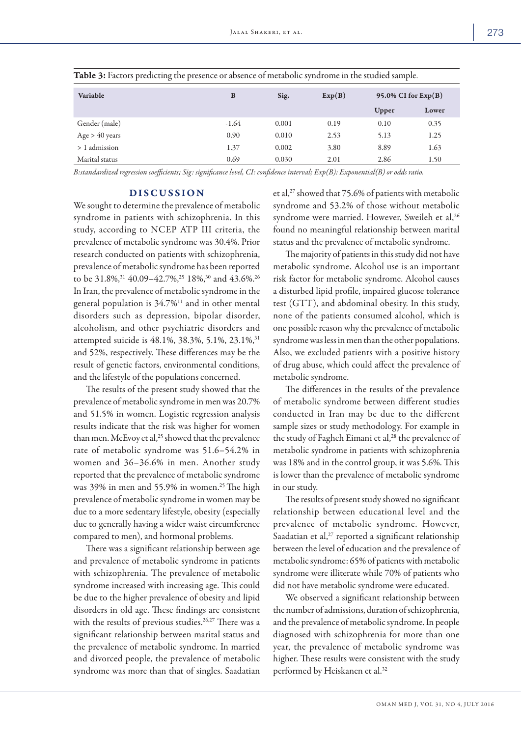**Table 3:** Factors predicting the presence or absence of metabolic syndrome in the studied sample.

| Variable | B | Sig. | Exp(B) | 95.0% CI for Exp(B) | |
|---|---|---|---|---|---|
| | | | | Upper | Lower |
| Gender (male) | -1.64 | 0.001 | 0.19 | 0.10 | 0.35 |
| Age > 40 years | 0.90 | 0.010 | 2.53 | 5.13 | 1.25 |
| > 1 admission | 1.37 | 0.002 | 3.80 | 8.89 | 1.63 |
| Marital status | 0.69 | 0.030 | 2.01 | 2.86 | 1.50 |

*B:standardized regression coefficients; Sig: significance level, CI: confidence interval; Exp(B): Exponential(B) or odds ratio.*

## DISCUSSION

We sought to determine the prevalence of metabolic syndrome in patients with schizophrenia. In this study, according to NCEP ATP III criteria, the prevalence of metabolic syndrome was 30.4%. Prior research conducted on patients with schizophrenia, prevalence of metabolic syndrome has been reported to be 31.8%,[31] 40.09–42.7%,[25] 18%,[30] and 43.6%.[26] In Iran, the prevalence of metabolic syndrome in the general population is 34.7%[11] and in other mental disorders such as depression, bipolar disorder, alcoholism, and other psychiatric disorders and attempted suicide is 48.1%, 38.3%, 5.1%, 23.1%,[31] and 52%, respectively. These differences may be the result of genetic factors, environmental conditions, and the lifestyle of the populations concerned.

The results of the present study showed that the prevalence of metabolic syndrome in men was 20.7% and 51.5% in women. Logistic regression analysis results indicate that the risk was higher for women than men. McEvoy et al,[25] showed that the prevalence rate of metabolic syndrome was 51.6–54.2% in women and 36–36.6% in men. Another study reported that the prevalence of metabolic syndrome was 39% in men and 55.9% in women.[25] The high prevalence of metabolic syndrome in women may be due to a more sedentary lifestyle, obesity (especially due to generally having a wider waist circumference compared to men), and hormonal problems.

There was a significant relationship between age and prevalence of metabolic syndrome in patients with schizophrenia. The prevalence of metabolic syndrome increased with increasing age. This could be due to the higher prevalence of obesity and lipid disorders in old age. These findings are consistent with the results of previous studies.[26,27] There was a significant relationship between marital status and the prevalence of metabolic syndrome. In married and divorced people, the prevalence of metabolic syndrome was more than that of singles. Saadatian et al,[27] showed that 75.6% of patients with metabolic syndrome and 53.2% of those without metabolic syndrome were married. However, Sweileh et al,[26] found no meaningful relationship between marital status and the prevalence of metabolic syndrome.

The majority of patients in this study did not have metabolic syndrome. Alcohol use is an important risk factor for metabolic syndrome. Alcohol causes a disturbed lipid profile, impaired glucose tolerance test (GTT), and abdominal obesity. In this study, none of the patients consumed alcohol, which is one possible reason why the prevalence of metabolic syndrome was less in men than the other populations. Also, we excluded patients with a positive history of drug abuse, which could affect the prevalence of metabolic syndrome.

The differences in the results of the prevalence of metabolic syndrome between different studies conducted in Iran may be due to the different sample sizes or study methodology. For example in the study of Fagheh Eimani et al,[28] the prevalence of metabolic syndrome in patients with schizophrenia was 18% and in the control group, it was 5.6%. This is lower than the prevalence of metabolic syndrome in our study.

The results of present study showed no significant relationship between educational level and the prevalence of metabolic syndrome. However, Saadatian et al,[27] reported a significant relationship between the level of education and the prevalence of metabolic syndrome: 65% of patients with metabolic syndrome were illiterate while 70% of patients who did not have metabolic syndrome were educated.

We observed a significant relationship between the number of admissions, duration of schizophrenia, and the prevalence of metabolic syndrome. In people diagnosed with schizophrenia for more than one year, the prevalence of metabolic syndrome was higher. These results were consistent with the study performed by Heiskanen et al.[32]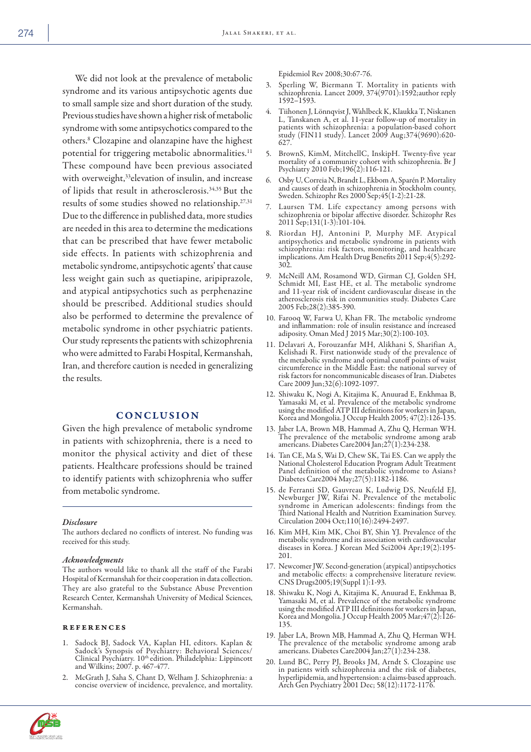We did not look at the prevalence of metabolic syndrome and its various antipsychotic agents due to small sample size and short duration of the study. Previous studies have shown a higher risk of metabolic syndrome with some antipsychotics compared to the others.[8] Clozapine and olanzapine have the highest potential for triggering metabolic abnormalities.[11] These compound have been previous associated with overweight,[33]elevation of insulin, and increase of lipids that result in atherosclerosis.[34,35] But the results of some studies showed no relationship.[27,31] Due to the difference in published data, more studies are needed in this area to determine the medications that can be prescribed that have fewer metabolic side effects. In patients with schizophrenia and metabolic syndrome, antipsychotic agents' that cause less weight gain such as quetiapine, aripiprazole, and atypical antipsychotics such as perphenazine should be prescribed. Additional studies should also be performed to determine the prevalence of metabolic syndrome in other psychiatric patients. Our study represents the patients with schizophrenia who were admitted to Farabi Hospital, Kermanshah, Iran, and therefore caution is needed in generalizing the results.

## CONCLUSION

Given the high prevalence of metabolic syndrome in patients with schizophrenia, there is a need to monitor the physical activity and diet of these patients. Healthcare professions should be trained to identify patients with schizophrenia who suffer from metabolic syndrome.

### *Disclosure*

The authors declared no conflicts of interest. No funding was received for this study.

### *Acknowledgments*

The authors would like to thank all the staff of the Farabi Hospital of Kermanshah for their cooperation in data collection. They are also grateful to the Substance Abuse Prevention Research Center, Kermanshah University of Medical Sciences, Kermanshah.

## REFERENCES

1. Sadock BJ, Sadock VA, Kaplan HI, editors. Kaplan & Sadock's Synopsis of Psychiatry: Behavioral Sciences/Clinical Psychiatry. 10th edition. Philadelphia: Lippincott and Wilkins; 2007. p. 467-477.
2. McGrath J, Saha S, Chant D, Welham J. Schizophrenia: a concise overview of incidence, prevalence, and mortality. Epidemiol Rev 2008;30:67-76.
3. Sperling W, Biermann T. Mortality in patients with schizophrenia. Lancet 2009, 374(9701):1592;author reply 1592–1593.
4. Tiihonen J, Lönnqvist J, Wahlbeck K, Klaukka T, Niskanen L, Tanskanen A, et al. 11-year follow-up of mortality in patients with schizophrenia: a population-based cohort study (FIN11 study). Lancet 2009 Aug;374(9690):620-627.
5. BrownS, KimM, MitchellC, InskipH. Twenty-five year mortality of a community cohort with schizophrenia. Br J Psychiatry 2010 Feb;196(2):116-121.
6. Osby U, Correia N, Brandt L, Ekbom A, Sparén P. Mortality and causes of death in schizophrenia in Stockholm county, Sweden. Schizophr Res 2000 Sep;45(1-2):21-28.
7. Laursen TM. Life expectancy among persons with schizophrenia or bipolar affective disorder. Schizophr Res 2011 Sep;131(1-3):101-104.
8. Riordan HJ, Antonini P, Murphy MF. Atypical antipsychotics and metabolic syndrome in patients with schizophrenia: risk factors, monitoring, and healthcare implications. Am Health Drug Benefits 2011 Sep;4(5):292-302.
9. McNeill AM, Rosamond WD, Girman CJ, Golden SH, Schmidt MI, East HE, et al. The metabolic syndrome and 11-year risk of incident cardiovascular disease in the atherosclerosis risk in communities study. Diabetes Care 2005 Feb;28(2):385-390.
10. Farooq W, Farwa U, Khan FR. The metabolic syndrome and inflammation: role of insulin resistance and increased adiposity. Oman Med J 2015 Mar;30(2):100-103.
11. Delavari A, Forouzanfar MH, Alikhani S, Sharifian A, Kelishadi R. First nationwide study of the prevalence of the metabolic syndrome and optimal cutoff points of waist circumference in the Middle East: the national survey of risk factors for noncommunicable diseases of Iran. Diabetes Care 2009 Jun;32(6):1092-1097.
12. Shiwaku K, Nogi A, Kitajima K, Anuurad E, Enkhmaa B, Yamasaki M, et al. Prevalence of the metabolic syndrome using the modified ATP III definitions for workers in Japan, Korea and Mongolia. J Occup Health 2005; 47(2):126-135.
13. Jaber LA, Brown MB, Hammad A, Zhu Q, Herman WH. The prevalence of the metabolic syndrome among arab americans. Diabetes Care2004 Jan;27(1):234-238.
14. Tan CE, Ma S, Wai D, Chew SK, Tai ES. Can we apply the National Cholesterol Education Program Adult Treatment Panel definition of the metabolic syndrome to Asians? Diabetes Care2004 May;27(5):1182-1186.
15. de Ferranti SD, Gauvreau K, Ludwig DS, Neufeld EJ, Newburger JW, Rifai N. Prevalence of the metabolic syndrome in American adolescents: findings from the Third National Health and Nutrition Examination Survey. Circulation 2004 Oct;110(16):2494-2497.
16. Kim MH, Kim MK, Choi BY, Shin YJ. Prevalence of the metabolic syndrome and its association with cardiovascular diseases in Korea. J Korean Med Sci2004 Apr;19(2):195-201.
17. Newcomer JW. Second-generation (atypical) antipsychotics and metabolic effects: a comprehensive literature review. CNS Drugs2005;19(Suppl 1):1-93.
18. Shiwaku K, Nogi A, Kitajima K, Anuurad E, Enkhmaa B, Yamasaki M, et al. Prevalence of the metabolic syndrome using the modified ATP III definitions for workers in Japan, Korea and Mongolia. J Occup Health 2005 Mar;47(2):126-135.
19. Jaber LA, Brown MB, Hammad A, Zhu Q, Herman WH. The prevalence of the metabolic syndrome among arab americans. Diabetes Care2004 Jan;27(1):234-238.
20. Lund BC, Perry PJ, Brooks JM, Arndt S. Clozapine use in patients with schizophrenia and the risk of diabetes, hyperlipidemia, and hypertension: a claims-based approach. Arch Gen Psychiatry 2001 Dec; 58(12):1172-1176.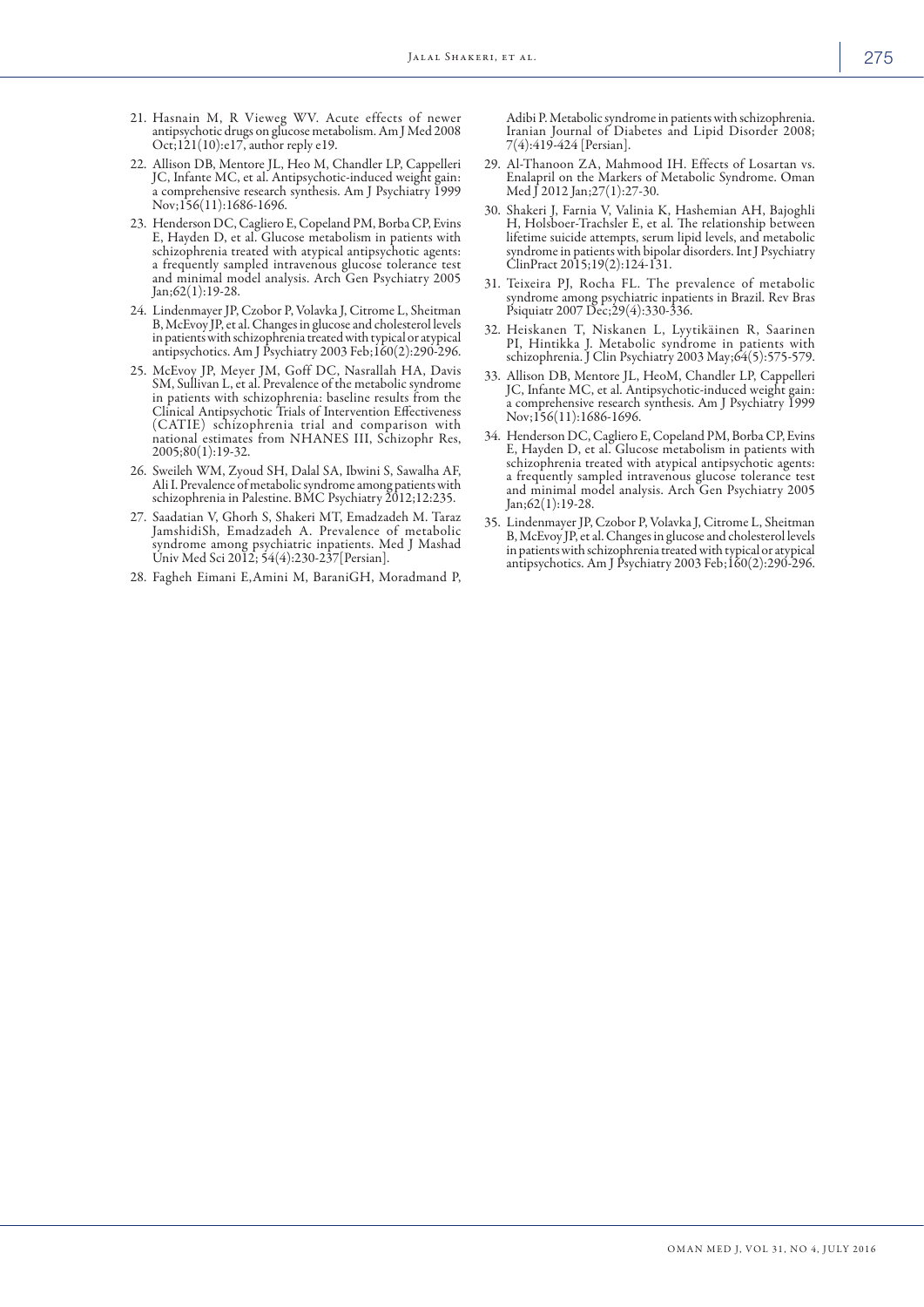21. Hasnain M, R Vieweg WV. Acute effects of newer antipsychotic drugs on glucose metabolism. Am J Med 2008 Oct;121(10):e17, author reply e19.
22. Allison DB, Mentore JL, Heo M, Chandler LP, Cappelleri JC, Infante MC, et al. Antipsychotic-induced weight gain: a comprehensive research synthesis. Am J Psychiatry 1999 Nov;156(11):1686-1696.
23. Henderson DC, Cagliero E, Copeland PM, Borba CP, Evins E, Hayden D, et al. Glucose metabolism in patients with schizophrenia treated with atypical antipsychotic agents: a frequently sampled intravenous glucose tolerance test and minimal model analysis. Arch Gen Psychiatry 2005 Jan;62(1):19-28.
24. Lindenmayer JP, Czobor P, Volavka J, Citrome L, Sheitman B, McEvoy JP, et al. Changes in glucose and cholesterol levels in patients with schizophrenia treated with typical or atypical antipsychotics. Am J Psychiatry 2003 Feb;160(2):290-296.
25. McEvoy JP, Meyer JM, Goff DC, Nasrallah HA, Davis SM, Sullivan L, et al. Prevalence of the metabolic syndrome in patients with schizophrenia: baseline results from the Clinical Antipsychotic Trials of Intervention Effectiveness (CATIE) schizophrenia trial and comparison with national estimates from NHANES III, Schizophr Res, 2005;80(1):19-32.
26. Sweileh WM, Zyoud SH, Dalal SA, Ibwini S, Sawalha AF, Ali I. Prevalence of metabolic syndrome among patients with schizophrenia in Palestine. BMC Psychiatry 2012;12:235.
27. Saadatian V, Ghorh S, Shakeri MT, Emadzadeh M. Taraz JamshidiSh, Emadzadeh A. Prevalence of metabolic syndrome among psychiatric inpatients. Med J Mashad Univ Med Sci 2012; 54(4):230-237[Persian].
28. Fagheh Eimani E,Amini M, BaraniGH, Moradmand P, Adibi P. Metabolic syndrome in patients with schizophrenia. Iranian Journal of Diabetes and Lipid Disorder 2008; 7(4):419-424 [Persian].
29. Al-Thanoon ZA, Mahmood IH. Effects of Losartan vs. Enalapril on the Markers of Metabolic Syndrome. Oman Med J 2012 Jan;27(1):27-30.
30. Shakeri J, Farnia V, Valinia K, Hashemian AH, Bajoghli H, Holsboer-Trachsler E, et al. The relationship between lifetime suicide attempts, serum lipid levels, and metabolic syndrome in patients with bipolar disorders. Int J Psychiatry ClinPract 2015;19(2):124-131.
31. Teixeira PJ, Rocha FL. The prevalence of metabolic syndrome among psychiatric inpatients in Brazil. Rev Bras Psiquiatr 2007 Dec;29(4):330-336.
32. Heiskanen T, Niskanen L, Lyytikäinen R, Saarinen PI, Hintikka J. Metabolic syndrome in patients with schizophrenia. J Clin Psychiatry 2003 May;64(5):575-579.
33. Allison DB, Mentore JL, HeoM, Chandler LP, Cappelleri JC, Infante MC, et al. Antipsychotic-induced weight gain: a comprehensive research synthesis. Am J Psychiatry 1999 Nov;156(11):1686-1696.
34. Henderson DC, Cagliero E, Copeland PM, Borba CP, Evins E, Hayden D, et al. Glucose metabolism in patients with schizophrenia treated with atypical antipsychotic agents: a frequently sampled intravenous glucose tolerance test and minimal model analysis. Arch Gen Psychiatry 2005 Jan;62(1):19-28.
35. Lindenmayer JP, Czobor P, Volavka J, Citrome L, Sheitman B, McEvoy JP, et al. Changes in glucose and cholesterol levels in patients with schizophrenia treated with typical or atypical antipsychotics. Am J Psychiatry 2003 Feb;160(2):290-296.